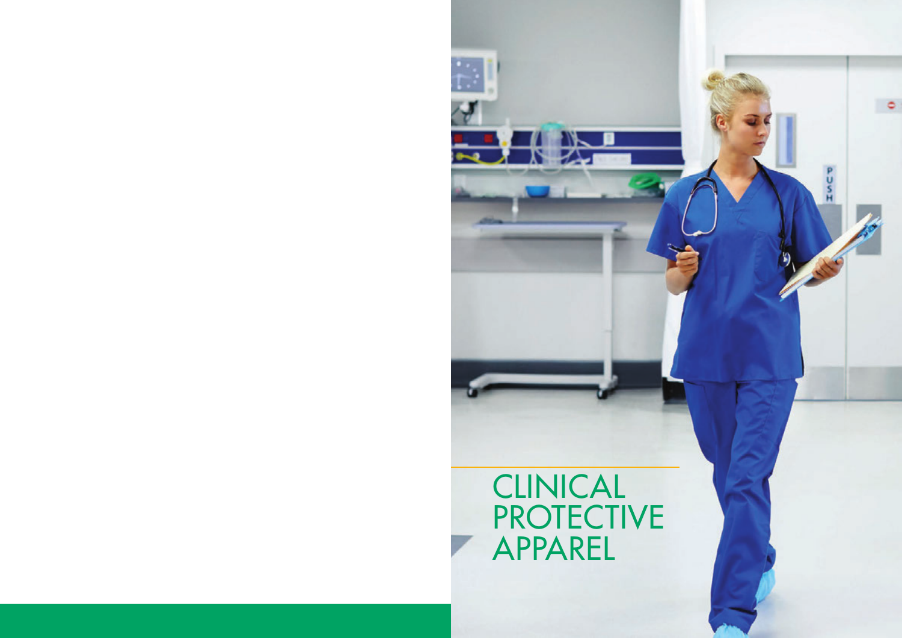# CLINICAL PROTECTIVE APPAREL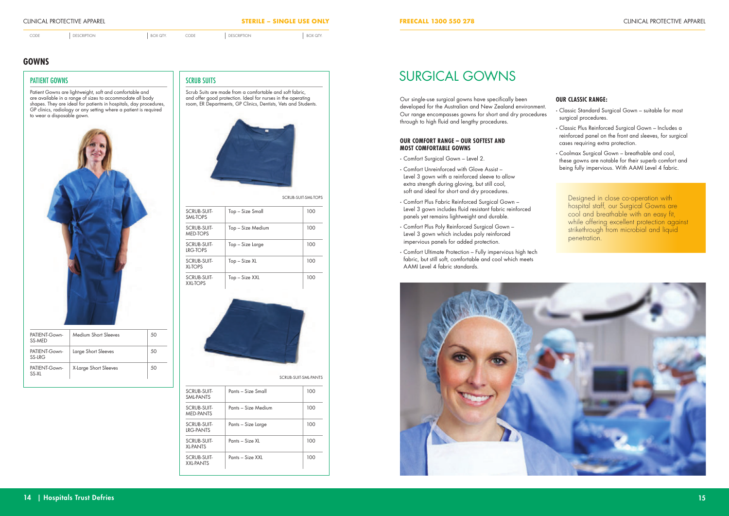# GOWNS

## PATIENT GOWNS

Patient Gowns are lightweight, soft and comfortable and are available in a range of sizes to accommodate all body shapes. They are ideal for patients in hospitals, day procedures, GP clinics, radiology or any setting where a patient is required to wear a disposable gown.

| CODE | DESCRIPTION | BOX QTY |
|---|---|---|
| PATIENT-Gown-SS-MED | Medium Short Sleeves | 50 |
| PATIENT-Gown-SS-LRG | Large Short Sleeves | 50 |
| PATIENT-Gown-SS-XL | X-Large Short Sleeves | 50 |

## SCRUB SUITS

Scrub Suits are made from a comfortable and soft fabric, and offer good protection. Ideal for nurses in the operating room, ER Departments, GP Clinics, Dentists, Vets and Students.

SCRUB-SUIT-SML-TOPS

| CODE | DESCRIPTION | BOX QTY |
|---|---|---|
| SCRUB-SUIT-SML-TOPS | Top – Size Small | 100 |
| SCRUB-SUIT-MED-TOPS | Top – Size Medium | 100 |
| SCRUB-SUIT-LRG-TOPS | Top – Size Large | 100 |
| SCRUB-SUIT-XL-TOPS | Top – Size XL | 100 |
| SCRUB-SUIT-XXL-TOPS | Top – Size XXL | 100 |

SCRUB-SUIT-SML-PANTS

| CODE | DESCRIPTION | BOX QTY |
|---|---|---|
| SCRUB-SUIT-SML-PANTS | Pants – Size Small | 100 |
| SCRUB-SUIT-MED-PANTS | Pants – Size Medium | 100 |
| SCRUB-SUIT-LRG-PANTS | Pants – Size Large | 100 |
| SCRUB-SUIT-XL-PANTS | Pants – Size XL | 100 |
| SCRUB-SUIT-XXL-PANTS | Pants – Size XXL | 100 |

# SURGICAL GOWNS

Our single-use surgical gowns have specifically been developed for the Australian and New Zealand environment. Our range encompasses gowns for short and dry procedures through to high fluid and lengthy procedures.

### OUR COMFORT RANGE – OUR SOFTEST AND MOST COMFORTABLE GOWNS

- Comfort Surgical Gown – Level 2.
- Comfort Unreinforced with Glove Assist – Level 3 gown with a reinforced sleeve to allow extra strength during gloving, but still cool, soft and ideal for short and dry procedures.
- Comfort Plus Fabric Reinforced Surgical Gown – Level 3 gown includes fluid resistant fabric reinforced panels yet remains lightweight and durable.
- Comfort Plus Poly Reinforced Surgical Gown – Level 3 gown which includes poly reinforced impervious panels for added protection.
- Comfort Ultimate Protection – Fully impervious high tech fabric, but still soft, comfortable and cool which meets AAMI Level 4 fabric standards.

### OUR CLASSIC RANGE:

- Classic Standard Surgical Gown – suitable for most surgical procedures.
- Classic Plus Reinforced Surgical Gown – Includes a reinforced panel on the front and sleeves, for surgical cases requiring extra protection.
- Coolmax Surgical Gown – breathable and cool, these gowns are notable for their superb comfort and being fully impervious. With AAMI Level 4 fabric.

Designed in close co-operation with hospital staff, our Surgical Gowns are cool and breathable with an easy fit, while offering excellent protection against strikethrough from microbial and liquid penetration.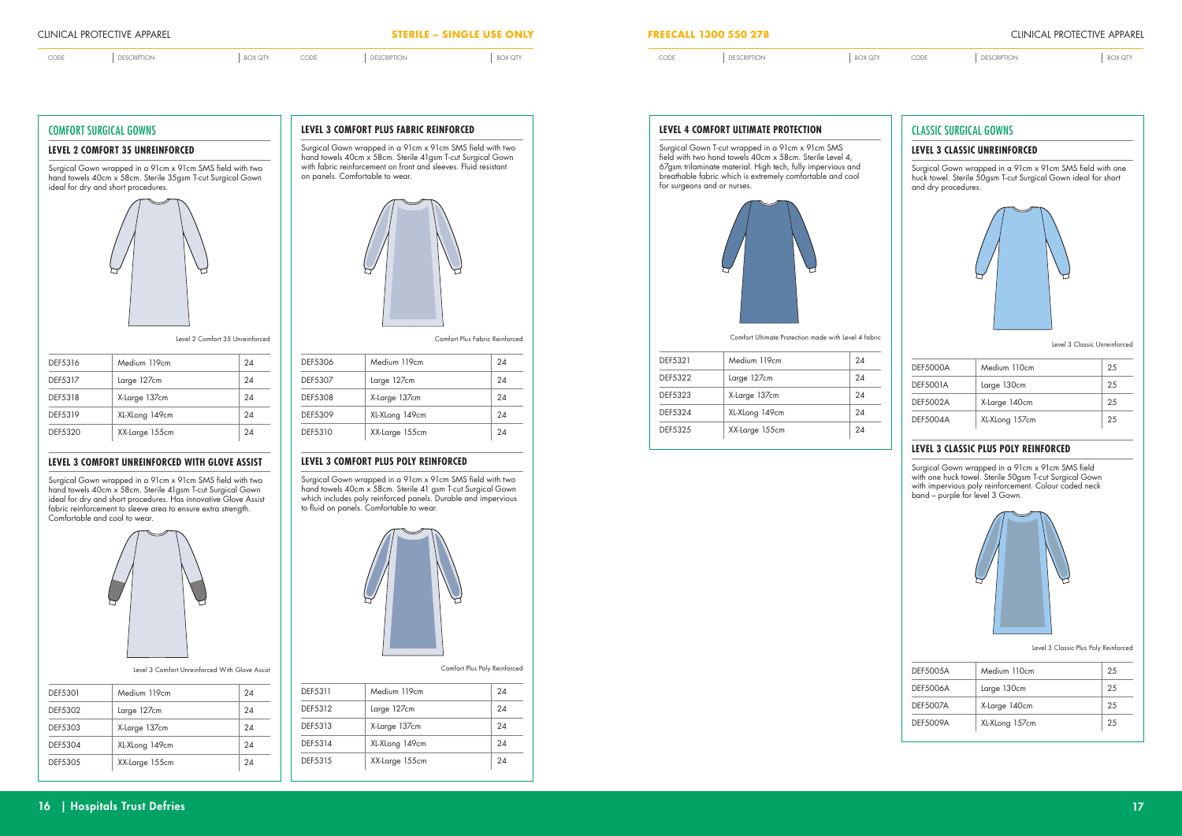## COMFORT SURGICAL GOWNS

### LEVEL 2 COMFORT 35 UNREINFORCED

Surgical Gown wrapped in a 91cm x 91cm SMS field with two hand towels 40cm x 58cm. Sterile 35gsm T-cut Surgical Gown ideal for dry and short procedures.

Level 2 Comfort 35 Unreinforced

| CODE | DESCRIPTION | BOX QTY. |
|---|---|---|
| DEF5316 | Medium 119cm | 24 |
| DEF5317 | Large 127cm | 24 |
| DEF5318 | X-Large 137cm | 24 |
| DEF5319 | XL-XLong 149cm | 24 |
| DEF5320 | XX-Large 155cm | 24 |

### LEVEL 3 COMFORT UNREINFORCED WITH GLOVE ASSIST

Surgical Gown wrapped in a 91cm x 91cm SMS field with two hand towels 40cm x 58cm. Sterile 41gsm T-cut Surgical Gown ideal for dry and short procedures. Has innovative Glove Assist fabric reinforcement to sleeve area to ensure extra strength. Comfortable and cool to wear.

Level 3 Comfort Unreinforced With Glove Assist

| CODE | DESCRIPTION | BOX QTY. |
|---|---|---|
| DEF5301 | Medium 119cm | 24 |
| DEF5302 | Large 127cm | 24 |
| DEF5303 | X-Large 137cm | 24 |
| DEF5304 | XL-XLong 149cm | 24 |
| DEF5305 | XX-Large 155cm | 24 |

### LEVEL 3 COMFORT PLUS FABRIC REINFORCED

Surgical Gown wrapped in a 91cm x 91cm SMS field with two hand towels 40cm x 58cm. Sterile 41gsm T-cut Surgical Gown with fabric reinforcement on front and sleeves. Fluid resistant on panels. Comfortable to wear.

Comfort Plus Fabric Reinforced

| CODE | DESCRIPTION | BOX QTY. |
|---|---|---|
| DEF5306 | Medium 119cm | 24 |
| DEF5307 | Large 127cm | 24 |
| DEF5308 | X-Large 137cm | 24 |
| DEF5309 | XL-XLong 149cm | 24 |
| DEF5310 | XX-Large 155cm | 24 |

### LEVEL 3 COMFORT PLUS POLY REINFORCED

Surgical Gown wrapped in a 91cm x 91cm SMS field with two hand towels 40cm x 58cm. Sterile 41 gsm T-cut Surgical Gown which includes poly reinforced panels. Durable and impervious to fluid on panels. Comfortable to wear.

Comfort Plus Poly Reinforced

| CODE | DESCRIPTION | BOX QTY. |
|---|---|---|
| DEF5311 | Medium 119cm | 24 |
| DEF5312 | Large 127cm | 24 |
| DEF5313 | X-Large 137cm | 24 |
| DEF5314 | XL-XLong 149cm | 24 |
| DEF5315 | XX-Large 155cm | 24 |

### LEVEL 4 COMFORT ULTIMATE PROTECTION

Surgical Gown T-cut wrapped in a 91cm x 91cm SMS field with two hand towels 40cm x 58cm. Sterile Level 4, 67gsm trilaminate material. High tech, fully impervious and breathable fabric which is extremely comfortable and cool for surgeons and or nurses.

Comfort Ultimate Protection made with Level 4 fabric

| CODE | DESCRIPTION | BOX QTY. |
|---|---|---|
| DEF5321 | Medium 119cm | 24 |
| DEF5322 | Large 127cm | 24 |
| DEF5323 | X-Large 137cm | 24 |
| DEF5324 | XL-XLong 149cm | 24 |
| DEF5325 | XX-Large 155cm | 24 |

## CLASSIC SURGICAL GOWNS

### LEVEL 3 CLASSIC UNREINFORCED

Surgical Gown wrapped in a 91cm x 91cm SMS field with one huck towel. Sterile 50gsm T-cut Surgical Gown ideal for short and dry procedures.

Level 3 Classic Unreinforced

| CODE | DESCRIPTION | BOX QTY. |
|---|---|---|
| DEF5000A | Medium 110cm | 25 |
| DEF5001A | Large 130cm | 25 |
| DEF5002A | X-Large 140cm | 25 |
| DEF5004A | XL-XLong 157cm | 25 |

### LEVEL 3 CLASSIC PLUS POLY REINFORCED

Surgical Gown wrapped in a 91cm x 91cm SMS field with one huck towel. Sterile 50gsm T-cut Surgical Gown with impervious poly reinforcement. Colour coded neck band – purple for level 3 Gown.

Level 3 Classic Plus Poly Reinforced

| CODE | DESCRIPTION | BOX QTY. |
|---|---|---|
| DEF5005A | Medium 110cm | 25 |
| DEF5006A | Large 130cm | 25 |
| DEF5007A | X-Large 140cm | 25 |
| DEF5009A | XL-XLong 157cm | 25 |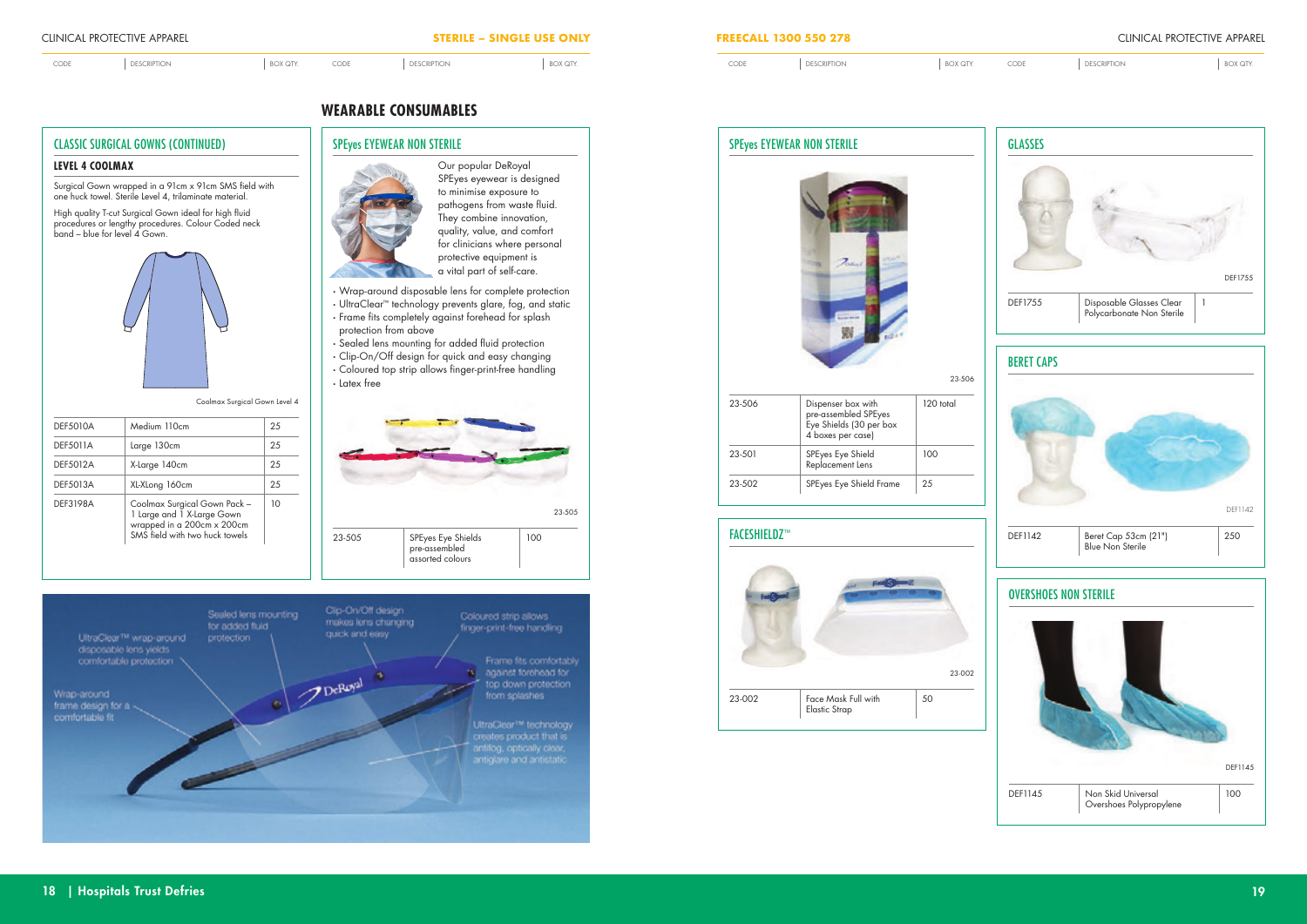# WEARABLE CONSUMABLES

## CLASSIC SURGICAL GOWNS (CONTINUED)

### LEVEL 4 COOLMAX

Surgical Gown wrapped in a 91cm x 91cm SMS field with one huck towel. Sterile Level 4, trilaminate material.

High quality T-cut Surgical Gown ideal for high fluid procedures or lengthy procedures. Colour Coded neck band – blue for level 4 Gown.

Coolmax Surgical Gown Level 4

| CODE | DESCRIPTION | BOX QTY |
|---|---|---|
| DEF5010A | Medium 110cm | 25 |
| DEF5011A | Large 130cm | 25 |
| DEF5012A | X-Large 140cm | 25 |
| DEF5013A | XL-XLong 160cm | 25 |
| DEF3198A | Coolmax Surgical Gown Pack – 1 Large and 1 X-Large Gown wrapped in a 200cm x 200cm SMS field with two huck towels | 10 |

## SPEyes EYEWEAR NON STERILE

Our popular DeRoyal SPEyes eyewear is designed to minimise exposure to pathogens from waste fluid. They combine innovation, quality, value, and comfort for clinicians where personal protective equipment is a vital part of self-care.

- Wrap-around disposable lens for complete protection
- UltraClear™ technology prevents glare, fog, and static
- Frame fits completely against forehead for splash protection from above
- Sealed lens mounting for added fluid protection
- Clip-On/Off design for quick and easy changing
- Coloured top strip allows finger-print-free handling
- Latex free

23-505

| CODE | DESCRIPTION | BOX QTY |
|---|---|---|
| 23-505 | SPEyes Eye Shields pre-assembled assorted colours | 100 |

UltraClear™ wrap-around disposable lens yields comfortable protection

Wrap-around frame design for a comfortable fit

Sealed lens mounting for added fluid protection

Clip-On/Off design makes lens changing quick and easy

Coloured strip allows finger-print-free handling

Frame fits comfortably against forehead for top down protection from splashes

UltraClear™ technology creates product that is antifog, optically clear, antiglare and antistatic

## SPEyes EYEWEAR NON STERILE

23-506

| CODE | DESCRIPTION | BOX QTY |
|---|---|---|
| 23-506 | Dispenser box with pre-assembled SPEyes Eye Shields (30 per box 4 boxes per case) | 120 total |
| 23-501 | SPEyes Eye Shield Replacement Lens | 100 |
| 23-502 | SPEyes Eye Shield Frame | 25 |

## FACESHIELDZ™

23-002

| CODE | DESCRIPTION | BOX QTY |
|---|---|---|
| 23-002 | Face Mask Full with Elastic Strap | 50 |

## GLASSES

DEF1755

| CODE | DESCRIPTION | BOX QTY |
|---|---|---|
| DEF1755 | Disposable Glasses Clear Polycarbonate Non Sterile | 1 |

## BERET CAPS

DEF1142

| CODE | DESCRIPTION | BOX QTY |
|---|---|---|
| DEF1142 | Beret Cap 53cm (21") Blue Non Sterile | 250 |

## OVERSHOES NON STERILE

DEF1145

| CODE | DESCRIPTION | BOX QTY |
|---|---|---|
| DEF1145 | Non Skid Universal Overshoes Polypropylene | 100 |